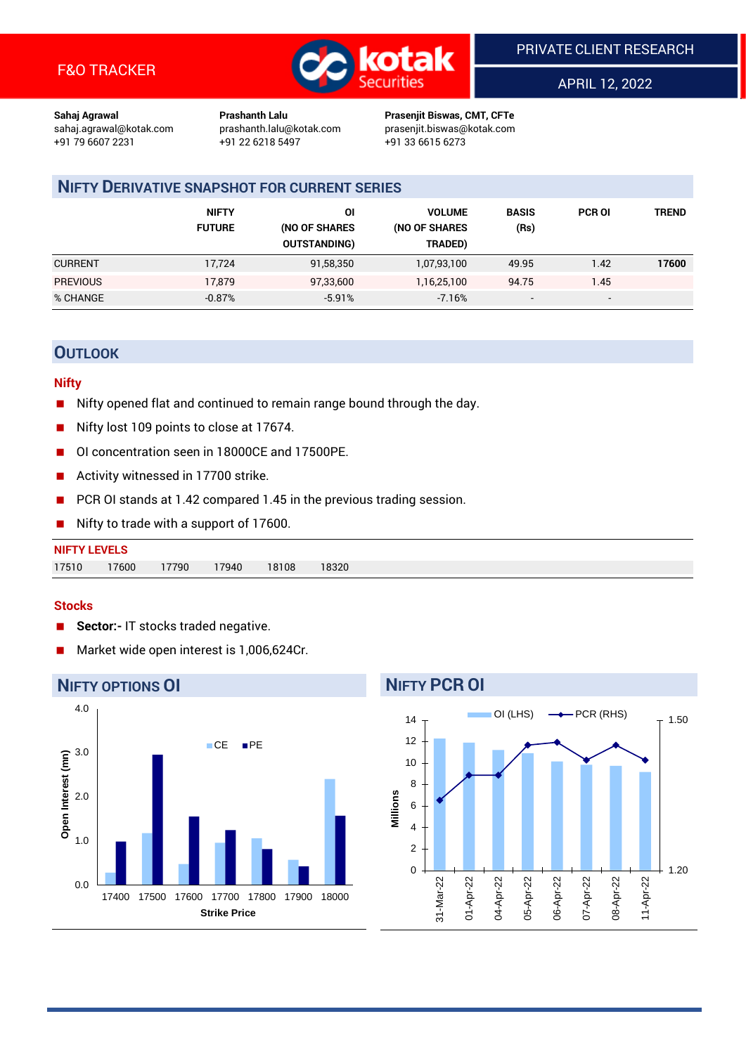F&O TRACKER

PRIVATE CLIENT RESEARCH

APRIL 12, 2022

**Sahaj Agrawal**
sahaj.agrawal@kotak.com
+91 79 6607 2231

**Prashanth Lalu**
prashanth.lalu@kotak.com
+91 22 6218 5497

**Prasenjit Biswas, CMT, CFTe**
prasenjit.biswas@kotak.com
+91 33 6615 6273

## NIFTY DERIVATIVE SNAPSHOT FOR CURRENT SERIES

| | NIFTY FUTURE | OI (NO OF SHARES OUTSTANDING) | VOLUME (NO OF SHARES TRADED) | BASIS (Rs) | PCR OI | TREND |
|---|---|---|---|---|---|---|
| CURRENT | 17,724 | 91,58,350 | 1,07,93,100 | 49.95 | 1.42 | **17600** |
| PREVIOUS | 17,879 | 97,33,600 | 1,16,25,100 | 94.75 | 1.45 | |
| % CHANGE | -0.87% | -5.91% | -7.16% | - | - | |

## OUTLOOK

### Nifty

- Nifty opened flat and continued to remain range bound through the day.
- Nifty lost 109 points to close at 17674.
- OI concentration seen in 18000CE and 17500PE.
- Activity witnessed in 17700 strike.
- PCR OI stands at 1.42 compared 1.45 in the previous trading session.
- Nifty to trade with a support of 17600.

**NIFTY LEVELS**

| | | | | | |
|---|---|---|---|---|---|
| 17510 | 17600 | 17790 | 17940 | 18108 | 18320 |

### Stocks

- **Sector:-** IT stocks traded negative.
- Market wide open interest is 1,006,624Cr.

## NIFTY OPTIONS OI

| Strike Price | CE (Open Interest, mn) | PE (Open Interest, mn) |
|---|---|---|
| 17400 | ~0.3 | ~1.0 |
| 17500 | ~1.2 | ~3.0 |
| 17600 | ~0.5 | ~1.6 |
| 17700 | ~1.0 | ~1.2 |
| 17800 | ~1.1 | ~0.8 |
| 17900 | ~0.6 | ~0.4 |
| 18000 | ~2.4 | ~1.6 |

## NIFTY PCR OI

| Date | OI (LHS, Millions) | PCR (RHS) |
|---|---|---|
| 31-Mar-22 | ~12.3 | ~1.32 |
| 01-Apr-22 | ~11.9 | ~1.38 |
| 04-Apr-22 | ~11.2 | ~1.38 |
| 05-Apr-22 | ~10.9 | ~1.45 |
| 06-Apr-22 | ~10.2 | ~1.46 |
| 07-Apr-22 | ~9.9 | ~1.42 |
| 08-Apr-22 | ~9.8 | ~1.45 |
| 11-Apr-22 | ~9.2 | ~1.42 |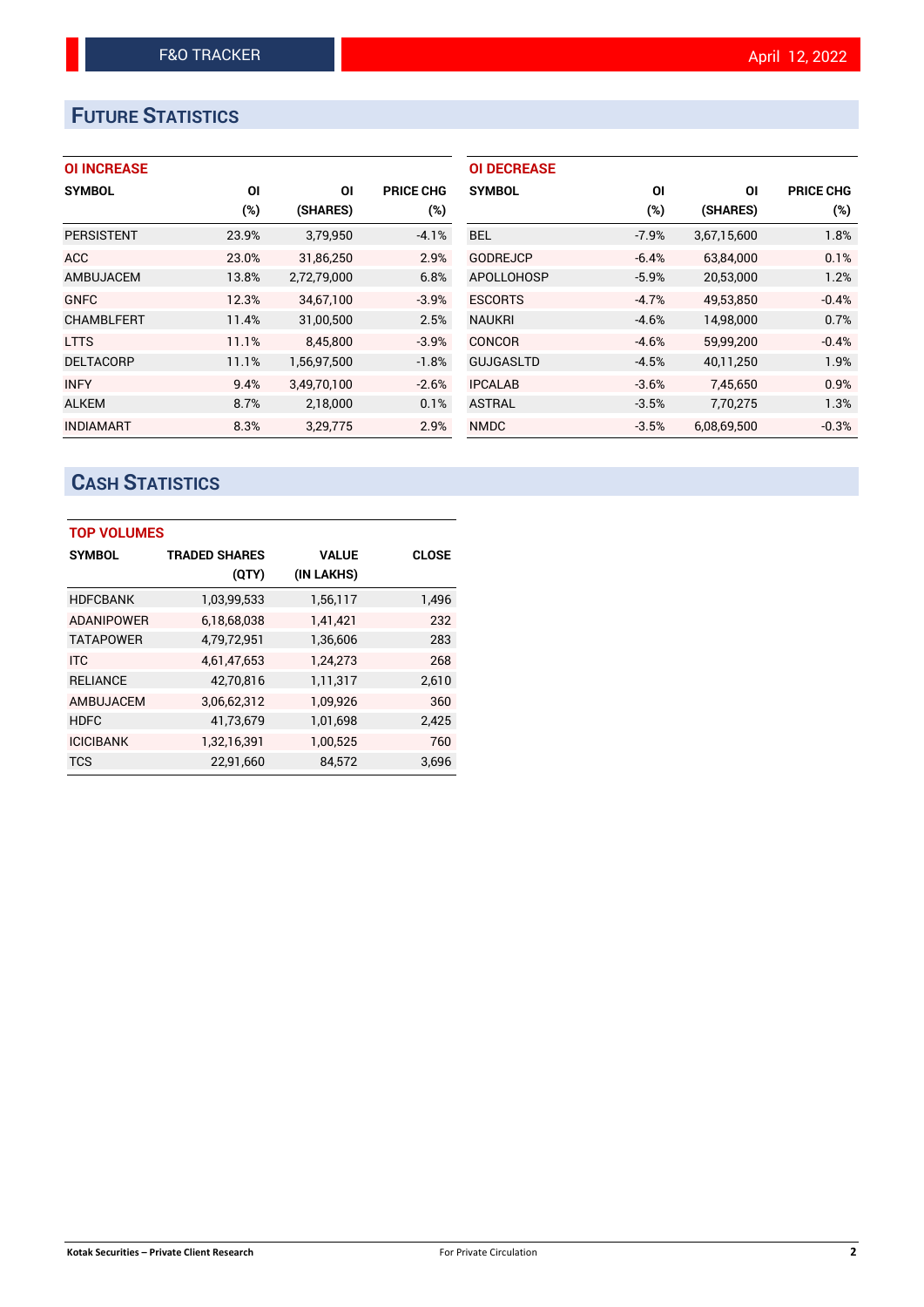## FUTURE STATISTICS

### OI INCREASE

| SYMBOL | OI (%) | OI (SHARES) | PRICE CHG (%) |
|---|---|---|---|
| PERSISTENT | 23.9% | 3,79,950 | -4.1% |
| ACC | 23.0% | 31,86,250 | 2.9% |
| AMBUJACEM | 13.8% | 2,72,79,000 | 6.8% |
| GNFC | 12.3% | 34,67,100 | -3.9% |
| CHAMBLFERT | 11.4% | 31,00,500 | 2.5% |
| LTTS | 11.1% | 8,45,800 | -3.9% |
| DELTACORP | 11.1% | 1,56,97,500 | -1.8% |
| INFY | 9.4% | 3,49,70,100 | -2.6% |
| ALKEM | 8.7% | 2,18,000 | 0.1% |
| INDIAMART | 8.3% | 3,29,775 | 2.9% |

### OI DECREASE

| SYMBOL | OI (%) | OI (SHARES) | PRICE CHG (%) |
|---|---|---|---|
| BEL | -7.9% | 3,67,15,600 | 1.8% |
| GODREJCP | -6.4% | 63,84,000 | 0.1% |
| APOLLOHOSP | -5.9% | 20,53,000 | 1.2% |
| ESCORTS | -4.7% | 49,53,850 | -0.4% |
| NAUKRI | -4.6% | 14,98,000 | 0.7% |
| CONCOR | -4.6% | 59,99,200 | -0.4% |
| GUJGASLTD | -4.5% | 40,11,250 | 1.9% |
| IPCALAB | -3.6% | 7,45,650 | 0.9% |
| ASTRAL | -3.5% | 7,70,275 | 1.3% |
| NMDC | -3.5% | 6,08,69,500 | -0.3% |

## CASH STATISTICS

### TOP VOLUMES

| SYMBOL | TRADED SHARES (QTY) | VALUE (IN LAKHS) | CLOSE |
|---|---|---|---|
| HDFCBANK | 1,03,99,533 | 1,56,117 | 1,496 |
| ADANIPOWER | 6,18,68,038 | 1,41,421 | 232 |
| TATAPOWER | 4,79,72,951 | 1,36,606 | 283 |
| ITC | 4,61,47,653 | 1,24,273 | 268 |
| RELIANCE | 42,70,816 | 1,11,317 | 2,610 |
| AMBUJACEM | 3,06,62,312 | 1,09,926 | 360 |
| HDFC | 41,73,679 | 1,01,698 | 2,425 |
| ICICIBANK | 1,32,16,391 | 1,00,525 | 760 |
| TCS | 22,91,660 | 84,572 | 3,696 |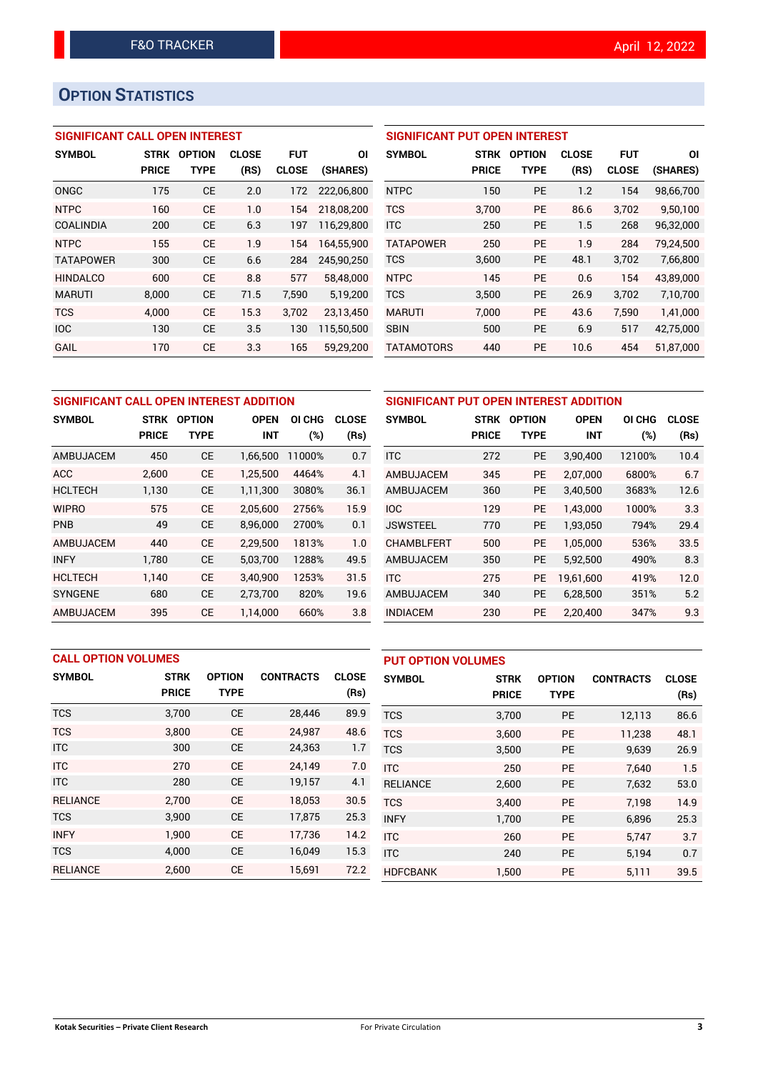# OPTION STATISTICS

### SIGNIFICANT CALL OPEN INTEREST

| SYMBOL | STRK PRICE | OPTION TYPE | CLOSE (RS) | FUT CLOSE | OI (SHARES) |
|---|---|---|---|---|---|
| ONGC | 175 | CE | 2.0 | 172 | 222,06,800 |
| NTPC | 160 | CE | 1.0 | 154 | 218,08,200 |
| COALINDIA | 200 | CE | 6.3 | 197 | 116,29,800 |
| NTPC | 155 | CE | 1.9 | 154 | 164,55,900 |
| TATAPOWER | 300 | CE | 6.6 | 284 | 245,90,250 |
| HINDALCO | 600 | CE | 8.8 | 577 | 58,48,000 |
| MARUTI | 8,000 | CE | 71.5 | 7,590 | 5,19,200 |
| TCS | 4,000 | CE | 15.3 | 3,702 | 23,13,450 |
| IOC | 130 | CE | 3.5 | 130 | 115,50,500 |
| GAIL | 170 | CE | 3.3 | 165 | 59,29,200 |

### SIGNIFICANT PUT OPEN INTEREST

| SYMBOL | STRK PRICE | OPTION TYPE | CLOSE (RS) | FUT CLOSE | OI (SHARES) |
|---|---|---|---|---|---|
| NTPC | 150 | PE | 1.2 | 154 | 98,66,700 |
| TCS | 3,700 | PE | 86.6 | 3,702 | 9,50,100 |
| ITC | 250 | PE | 1.5 | 268 | 96,32,000 |
| TATAPOWER | 250 | PE | 1.9 | 284 | 79,24,500 |
| TCS | 3,600 | PE | 48.1 | 3,702 | 7,66,800 |
| NTPC | 145 | PE | 0.6 | 154 | 43,89,000 |
| TCS | 3,500 | PE | 26.9 | 3,702 | 7,10,700 |
| MARUTI | 7,000 | PE | 43.6 | 7,590 | 1,41,000 |
| SBIN | 500 | PE | 6.9 | 517 | 42,75,000 |
| TATAMOTORS | 440 | PE | 10.6 | 454 | 51,87,000 |

### SIGNIFICANT CALL OPEN INTEREST ADDITION

| SYMBOL | STRK PRICE | OPTION TYPE | OPEN INT | OI CHG (%) | CLOSE (Rs) |
|---|---|---|---|---|---|
| AMBUJACEM | 450 | CE | 1,66,500 | 11000% | 0.7 |
| ACC | 2,600 | CE | 1,25,500 | 4464% | 4.1 |
| HCLTECH | 1,130 | CE | 1,11,300 | 3080% | 36.1 |
| WIPRO | 575 | CE | 2,05,600 | 2756% | 15.9 |
| PNB | 49 | CE | 8,96,000 | 2700% | 0.1 |
| AMBUJACEM | 440 | CE | 2,29,500 | 1813% | 1.0 |
| INFY | 1,780 | CE | 5,03,700 | 1288% | 49.5 |
| HCLTECH | 1,140 | CE | 3,40,900 | 1253% | 31.5 |
| SYNGENE | 680 | CE | 2,73,700 | 820% | 19.6 |
| AMBUJACEM | 395 | CE | 1,14,000 | 660% | 3.8 |

### SIGNIFICANT PUT OPEN INTEREST ADDITION

| SYMBOL | STRK PRICE | OPTION TYPE | OPEN INT | OI CHG (%) | CLOSE (Rs) |
|---|---|---|---|---|---|
| ITC | 272 | PE | 3,90,400 | 12100% | 10.4 |
| AMBUJACEM | 345 | PE | 2,07,000 | 6800% | 6.7 |
| AMBUJACEM | 360 | PE | 3,40,500 | 3683% | 12.6 |
| IOC | 129 | PE | 1,43,000 | 1000% | 3.3 |
| JSWSTEEL | 770 | PE | 1,93,050 | 794% | 29.4 |
| CHAMBLFERT | 500 | PE | 1,05,000 | 536% | 33.5 |
| AMBUJACEM | 350 | PE | 5,92,500 | 490% | 8.3 |
| ITC | 275 | PE | 19,61,600 | 419% | 12.0 |
| AMBUJACEM | 340 | PE | 6,28,500 | 351% | 5.2 |
| INDIACEM | 230 | PE | 2,20,400 | 347% | 9.3 |

### CALL OPTION VOLUMES

| SYMBOL | STRK PRICE | OPTION TYPE | CONTRACTS | CLOSE (Rs) |
|---|---|---|---|---|
| TCS | 3,700 | CE | 28,446 | 89.9 |
| TCS | 3,800 | CE | 24,987 | 48.6 |
| ITC | 300 | CE | 24,363 | 1.7 |
| ITC | 270 | CE | 24,149 | 7.0 |
| ITC | 280 | CE | 19,157 | 4.1 |
| RELIANCE | 2,700 | CE | 18,053 | 30.5 |
| TCS | 3,900 | CE | 17,875 | 25.3 |
| INFY | 1,900 | CE | 17,736 | 14.2 |
| TCS | 4,000 | CE | 16,049 | 15.3 |
| RELIANCE | 2,600 | CE | 15,691 | 72.2 |

### PUT OPTION VOLUMES

| SYMBOL | STRK PRICE | OPTION TYPE | CONTRACTS | CLOSE (Rs) |
|---|---|---|---|---|
| TCS | 3,700 | PE | 12,113 | 86.6 |
| TCS | 3,600 | PE | 11,238 | 48.1 |
| TCS | 3,500 | PE | 9,639 | 26.9 |
| ITC | 250 | PE | 7,640 | 1.5 |
| RELIANCE | 2,600 | PE | 7,632 | 53.0 |
| TCS | 3,400 | PE | 7,198 | 14.9 |
| INFY | 1,700 | PE | 6,896 | 25.3 |
| ITC | 260 | PE | 5,747 | 3.7 |
| ITC | 240 | PE | 5,194 | 0.7 |
| HDFCBANK | 1,500 | PE | 5,111 | 39.5 |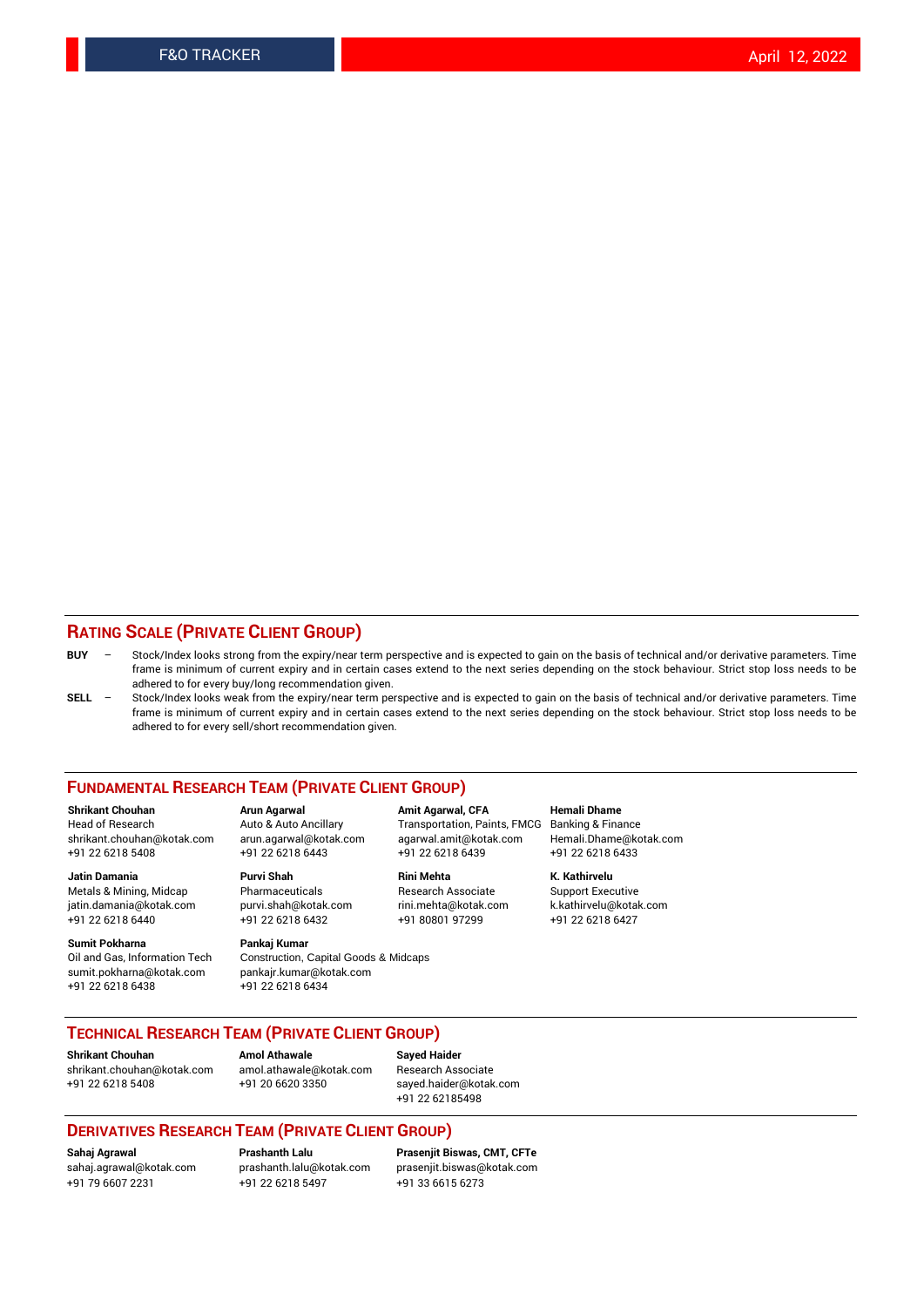## RATING SCALE (PRIVATE CLIENT GROUP)

**BUY** – Stock/Index looks strong from the expiry/near term perspective and is expected to gain on the basis of technical and/or derivative parameters. Time frame is minimum of current expiry and in certain cases extend to the next series depending on the stock behaviour. Strict stop loss needs to be adhered to for every buy/long recommendation given.

**SELL** – Stock/Index looks weak from the expiry/near term perspective and is expected to gain on the basis of technical and/or derivative parameters. Time frame is minimum of current expiry and in certain cases extend to the next series depending on the stock behaviour. Strict stop loss needs to be adhered to for every sell/short recommendation given.

## FUNDAMENTAL RESEARCH TEAM (PRIVATE CLIENT GROUP)

**Shrikant Chouhan**
Head of Research
shrikant.chouhan@kotak.com
+91 22 6218 5408

**Arun Agarwal**
Auto & Auto Ancillary
arun.agarwal@kotak.com
+91 22 6218 6443

**Amit Agarwal, CFA**
Transportation, Paints, FMCG
agarwal.amit@kotak.com
+91 22 6218 6439

**Hemali Dhame**
Banking & Finance
Hemali.Dhame@kotak.com
+91 22 6218 6433

**Jatin Damania**
Metals & Mining, Midcap
jatin.damania@kotak.com
+91 22 6218 6440

**Purvi Shah**
Pharmaceuticals
purvi.shah@kotak.com
+91 22 6218 6432

**Rini Mehta**
Research Associate
rini.mehta@kotak.com
+91 80801 97299

**K. Kathirvelu**
Support Executive
k.kathirvelu@kotak.com
+91 22 6218 6427

**Sumit Pokharna**
Oil and Gas, Information Tech
sumit.pokharna@kotak.com
+91 22 6218 6438

**Pankaj Kumar**
Construction, Capital Goods & Midcaps
pankajr.kumar@kotak.com
+91 22 6218 6434

## TECHNICAL RESEARCH TEAM (PRIVATE CLIENT GROUP)

**Shrikant Chouhan**
shrikant.chouhan@kotak.com
+91 22 6218 5408

**Amol Athawale**
amol.athawale@kotak.com
+91 20 6620 3350

**Sayed Haider**
Research Associate
sayed.haider@kotak.com
+91 22 62185498

## DERIVATIVES RESEARCH TEAM (PRIVATE CLIENT GROUP)

**Sahaj Agrawal**
sahaj.agrawal@kotak.com
+91 79 6607 2231

**Prashanth Lalu**
prashanth.lalu@kotak.com
+91 22 6218 5497

**Prasenjit Biswas, CMT, CFTe**
prasenjit.biswas@kotak.com
+91 33 6615 6273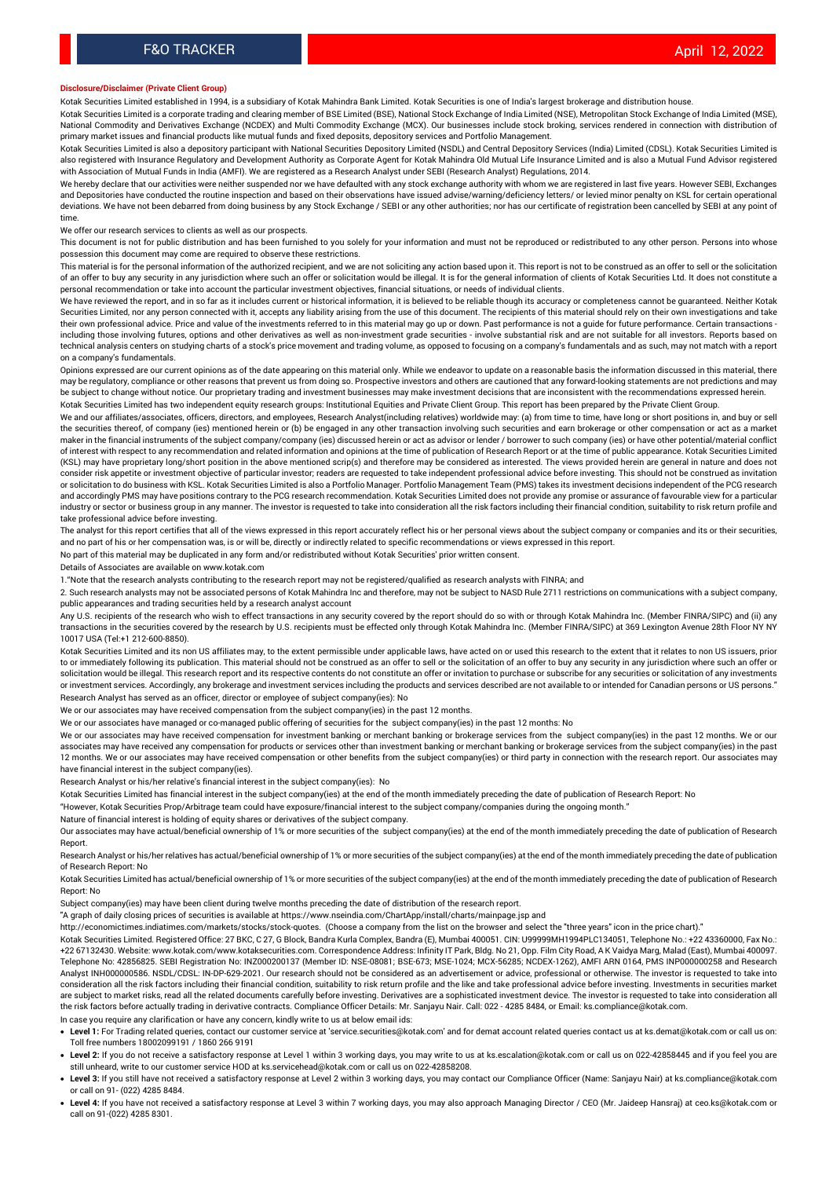#### Disclosure/Disclaimer (Private Client Group)

Kotak Securities Limited established in 1994, is a subsidiary of Kotak Mahindra Bank Limited. Kotak Securities is one of India's largest brokerage and distribution house.

Kotak Securities Limited is a corporate trading and clearing member of BSE Limited (BSE), National Stock Exchange of India Limited (NSE), Metropolitan Stock Exchange of India Limited (MSE), National Commodity and Derivatives Exchange (NCDEX) and Multi Commodity Exchange (MCX). Our businesses include stock broking, services rendered in connection with distribution of primary market issues and financial products like mutual funds and fixed deposits, depository services and Portfolio Management.

Kotak Securities Limited is also a depository participant with National Securities Depository Limited (NSDL) and Central Depository Services (India) Limited (CDSL). Kotak Securities Limited is also registered with Insurance Regulatory and Development Authority as Corporate Agent for Kotak Mahindra Old Mutual Life Insurance Limited and is also a Mutual Fund Advisor registered with Association of Mutual Funds in India (AMFI). We are registered as a Research Analyst under SEBI (Research Analyst) Regulations, 2014.

We hereby declare that our activities were neither suspended nor we have defaulted with any stock exchange authority with whom we are registered in last five years. However SEBI, Exchanges and Depositories have conducted the routine inspection and based on their observations have issued advise/warning/deficiency letters/ or levied minor penalty on KSL for certain operational deviations. We have not been debarred from doing business by any Stock Exchange / SEBI or any other authorities; nor has our certificate of registration been cancelled by SEBI at any point of time.

We offer our research services to clients as well as our prospects.

This document is not for public distribution and has been furnished to you solely for your information and must not be reproduced or redistributed to any other person. Persons into whose possession this document may come are required to observe these restrictions.

This material is for the personal information of the authorized recipient, and we are not soliciting any action based upon it. This report is not to be construed as an offer to sell or the solicitation of an offer to buy any security in any jurisdiction where such an offer or solicitation would be illegal. It is for the general information of clients of Kotak Securities Ltd. It does not constitute a personal recommendation or take into account the particular investment objectives, financial situations, or needs of individual clients.

We have reviewed the report, and in so far as it includes current or historical information, it is believed to be reliable though its accuracy or completeness cannot be guaranteed. Neither Kotak Securities Limited, nor any person connected with it, accepts any liability arising from the use of this document. The recipients of this material should rely on their own investigations and take their own professional advice. Price and value of the investments referred to in this material may go up or down. Past performance is not a guide for future performance. Certain transactions - including those involving futures, options and other derivatives as well as non-investment grade securities - involve substantial risk and are not suitable for all investors. Reports based on technical analysis centers on studying charts of a stock's price movement and trading volume, as opposed to focusing on a company's fundamentals and as such, may not match with a report on a company's fundamentals.

Opinions expressed are our current opinions as of the date appearing on this material only. While we endeavor to update on a reasonable basis the information discussed in this material, there may be regulatory, compliance or other reasons that prevent us from doing so. Prospective investors and others are cautioned that any forward-looking statements are not predictions and may be subject to change without notice. Our proprietary trading and investment businesses may make investment decisions that are inconsistent with the recommendations expressed herein.

Kotak Securities Limited has two independent equity research groups: Institutional Equities and Private Client Group. This report has been prepared by the Private Client Group.

We and our affiliates/associates, officers, directors, and employees, Research Analyst(including relatives) worldwide may: (a) from time to time, have long or short positions in, and buy or sell the securities thereof, of company (ies) mentioned herein or (b) be engaged in any other transaction involving such securities and earn brokerage or other compensation or act as a market maker in the financial instruments of the subject company/company (ies) discussed herein or act as advisor or lender / borrower to such company (ies) or have other potential/material conflict of interest with respect to any recommendation and related information and opinions at the time of publication of Research Report or at the time of public appearance. Kotak Securities Limited (KSL) may have proprietary long/short position in the above mentioned scrip(s) and therefore may be considered as interested. The views provided herein are general in nature and does not consider risk appetite or investment objective of particular investor; readers are requested to take independent professional advice before investing. This should not be construed as invitation or solicitation to do business with KSL. Kotak Securities Limited is also a Portfolio Manager. Portfolio Management Team (PMS) takes its investment decisions independent of the PCG research and accordingly PMS may have positions contrary to the PCG research recommendation. Kotak Securities Limited does not provide any promise or assurance of favourable view for a particular industry or sector or business group in any manner. The investor is requested to take into consideration all the risk factors including their financial condition, suitability to risk return profile and take professional advice before investing.

The analyst for this report certifies that all of the views expressed in this report accurately reflect his or her personal views about the subject company or companies and its or their securities, and no part of his or her compensation was, is or will be, directly or indirectly related to specific recommendations or views expressed in this report.

No part of this material may be duplicated in any form and/or redistributed without Kotak Securities' prior written consent.

Details of Associates are available on www.kotak.com

1."Note that the research analysts contributing to the research report may not be registered/qualified as research analysts with FINRA; and

2. Such research analysts may not be associated persons of Kotak Mahindra Inc and therefore, may not be subject to NASD Rule 2711 restrictions on communications with a subject company, public appearances and trading securities held by a research analyst account

Any U.S. recipients of the research who wish to effect transactions in any security covered by the report should do so with or through Kotak Mahindra Inc. (Member FINRA/SIPC) and (ii) any transactions in the securities covered by the research by U.S. recipients must be effected only through Kotak Mahindra Inc. (Member FINRA/SIPC) at 369 Lexington Avenue 28th Floor NY NY 10017 USA (Tel:+1 212-600-8850).

Kotak Securities Limited and its non US affiliates may, to the extent permissible under applicable laws, have acted on or used this research to the extent that it relates to non US issuers, prior to or immediately following its publication. This material should not be construed as an offer to sell or the solicitation of an offer to buy any security in any jurisdiction where such an offer or solicitation would be illegal. This research report and its respective contents do not constitute an offer or invitation to purchase or subscribe for any securities or solicitation of any investments or investment services. Accordingly, any brokerage and investment services including the products and services described are not available to or intended for Canadian persons or US persons."

Research Analyst has served as an officer, director or employee of subject company(ies): No

We or our associates may have received compensation from the subject company(ies) in the past 12 months.

We or our associates have managed or co-managed public offering of securities for the subject company(ies) in the past 12 months: No

We or our associates may have received compensation for investment banking or merchant banking or brokerage services from the subject company(ies) in the past 12 months. We or our associates may have received any compensation for products or services other than investment banking or merchant banking or brokerage services from the subject company(ies) in the past 12 months. We or our associates may have received compensation or other benefits from the subject company(ies) or third party in connection with the research report. Our associates may have financial interest in the subject company(ies).

Research Analyst or his/her relative's financial interest in the subject company(ies): No

Kotak Securities Limited has financial interest in the subject company(ies) at the end of the month immediately preceding the date of publication of Research Report: No

"However, Kotak Securities Prop/Arbitrage team could have exposure/financial interest to the subject company/companies during the ongoing month."

Nature of financial interest is holding of equity shares or derivatives of the subject company.

Our associates may have actual/beneficial ownership of 1% or more securities of the subject company(ies) at the end of the month immediately preceding the date of publication of Research Report.

Research Analyst or his/her relatives has actual/beneficial ownership of 1% or more securities of the subject company(ies) at the end of the month immediately preceding the date of publication of Research Report: No

Kotak Securities Limited has actual/beneficial ownership of 1% or more securities of the subject company(ies) at the end of the month immediately preceding the date of publication of Research Report: No

Subject company(ies) may have been client during twelve months preceding the date of distribution of the research report.

"A graph of daily closing prices of securities is available at https://www.nseindia.com/ChartApp/install/charts/mainpage.jsp and

http://economictimes.indiatimes.com/markets/stocks/stock-quotes. (Choose a company from the list on the browser and select the "three years" icon in the price chart)."

Kotak Securities Limited. Registered Office: 27 BKC, C 27, G Block, Bandra Kurla Complex, Bandra (E), Mumbai 400051. CIN: U99999MH1994PLC134051, Telephone No.: +22 43360000, Fax No.: +22 67132430. Website: www.kotak.com/www.kotaksecurities.com. Correspondence Address: Infinity IT Park, Bldg. No 21, Opp. Film City Road, A K Vaidya Marg, Malad (East), Mumbai 400097. Telephone No: 42856825. SEBI Registration No: INZ000200137 (Member ID: NSE-08081; BSE-673; MSE-1024; MCX-56285; NCDEX-1262), AMFI ARN 0164, PMS INP000000258 and Research Analyst INH000000586. NSDL/CDSL: IN-DP-629-2021. Our research should not be considered as an advertisement or advice, professional or otherwise. The investor is requested to take into consideration all the risk factors including their financial condition, suitability to risk return profile and the like and take professional advice before investing. Investments in securities market are subject to market risks, read all the related documents carefully before investing. Derivatives are a sophisticated investment device. The investor is requested to take into consideration all the risk factors before actually trading in derivative contracts. Compliance Officer Details: Mr. Sanjayu Nair. Call: 022 - 4285 8484, or Email: ks.compliance@kotak.com.

In case you require any clarification or have any concern, kindly write to us at below email ids:

- **Level 1:** For Trading related queries, contact our customer service at 'service.securities@kotak.com' and for demat account related queries contact us at ks.demat@kotak.com or call us on: Toll free numbers 18002099191 / 1860 266 9191
- **Level 2:** If you do not receive a satisfactory response at Level 1 within 3 working days, you may write to us at ks.escalation@kotak.com or call us on 022-42858445 and if you feel you are still unheard, write to our customer service HOD at ks.servicehead@kotak.com or call us on 022-42858208.
- **Level 3:** If you still have not received a satisfactory response at Level 2 within 3 working days, you may contact our Compliance Officer (Name: Sanjayu Nair) at ks.compliance@kotak.com or call on 91- (022) 4285 8484.
- **Level 4:** If you have not received a satisfactory response at Level 3 within 7 working days, you may also approach Managing Director / CEO (Mr. Jaideep Hansraj) at ceo.ks@kotak.com or call on 91-(022) 4285 8301.